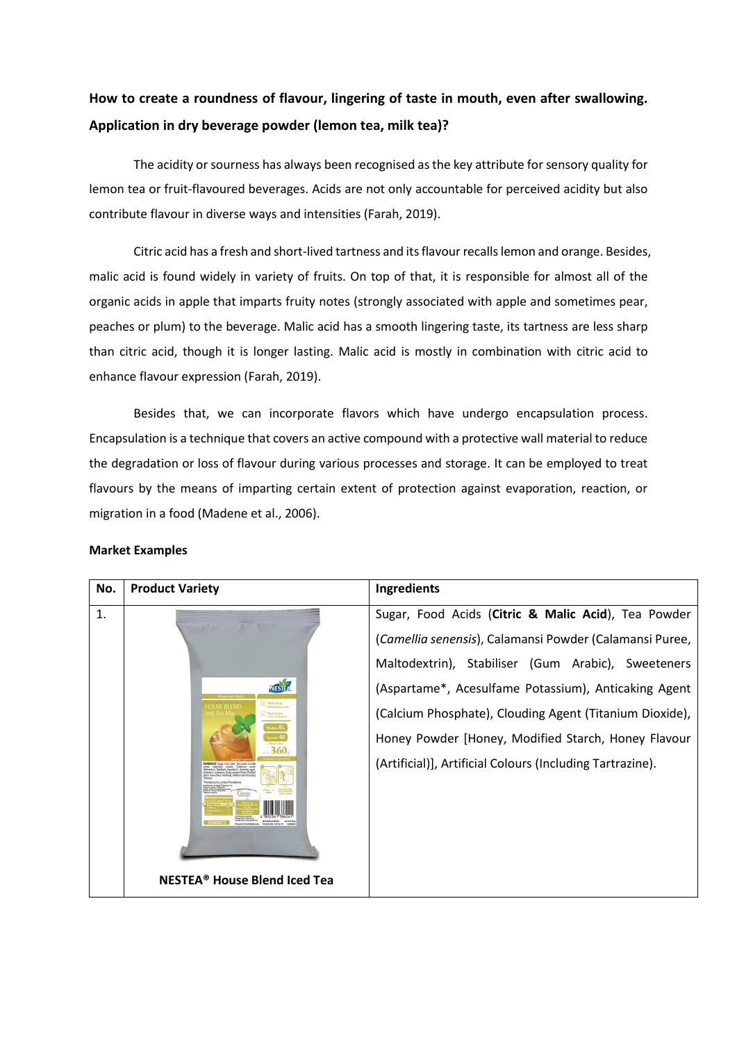**How to create a roundness of flavour, lingering of taste in mouth, even after swallowing. Application in dry beverage powder (lemon tea, milk tea)?**

The acidity or sourness has always been recognised as the key attribute for sensory quality for lemon tea or fruit-flavoured beverages. Acids are not only accountable for perceived acidity but also contribute flavour in diverse ways and intensities (Farah, 2019).

Citric acid has a fresh and short-lived tartness and its flavour recalls lemon and orange. Besides, malic acid is found widely in variety of fruits. On top of that, it is responsible for almost all of the organic acids in apple that imparts fruity notes (strongly associated with apple and sometimes pear, peaches or plum) to the beverage. Malic acid has a smooth lingering taste, its tartness are less sharp than citric acid, though it is longer lasting. Malic acid is mostly in combination with citric acid to enhance flavour expression (Farah, 2019).

Besides that, we can incorporate flavors which have undergo encapsulation process. Encapsulation is a technique that covers an active compound with a protective wall material to reduce the degradation or loss of flavour during various processes and storage. It can be employed to treat flavours by the means of imparting certain extent of protection against evaporation, reaction, or migration in a food (Madene et al., 2006).

**Market Examples**

| No. | Product Variety | Ingredients |
|---|---|---|
| 1. | **NESTEA® House Blend Iced Tea** | Sugar, Food Acids (**Citric & Malic Acid**), Tea Powder (*Camellia senensis*), Calamansi Powder (Calamansi Puree, Maltodextrin), Stabiliser (Gum Arabic), Sweeteners (Aspartame*, Acesulfame Potassium), Anticaking Agent (Calcium Phosphate), Clouding Agent (Titanium Dioxide), Honey Powder [Honey, Modified Starch, Honey Flavour (Artificial)], Artificial Colours (Including Tartrazine). |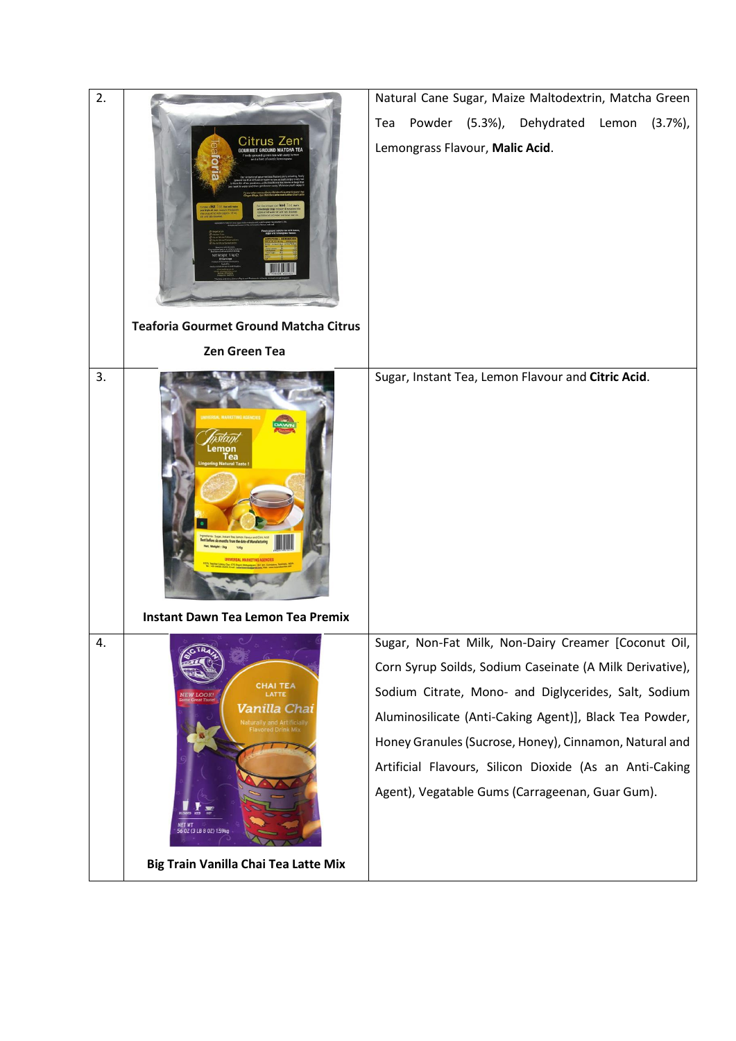| | | |
|---|---|---|
| 2. | **Teaforia Gourmet Ground Matcha Citrus Zen Green Tea** | Natural Cane Sugar, Maize Maltodextrin, Matcha Green Tea Powder (5.3%), Dehydrated Lemon (3.7%), Lemongrass Flavour, **Malic Acid**. |
| 3. | **Instant Dawn Tea Lemon Tea Premix** | Sugar, Instant Tea, Lemon Flavour and **Citric Acid**. |
| 4. | **Big Train Vanilla Chai Tea Latte Mix** | Sugar, Non-Fat Milk, Non-Dairy Creamer [Coconut Oil, Corn Syrup Soilds, Sodium Caseinate (A Milk Derivative), Sodium Citrate, Mono- and Diglycerides, Salt, Sodium Aluminosilicate (Anti-Caking Agent)], Black Tea Powder, Honey Granules (Sucrose, Honey), Cinnamon, Natural and Artificial Flavours, Silicon Dioxide (As an Anti-Caking Agent), Vegatable Gums (Carrageenan, Guar Gum). |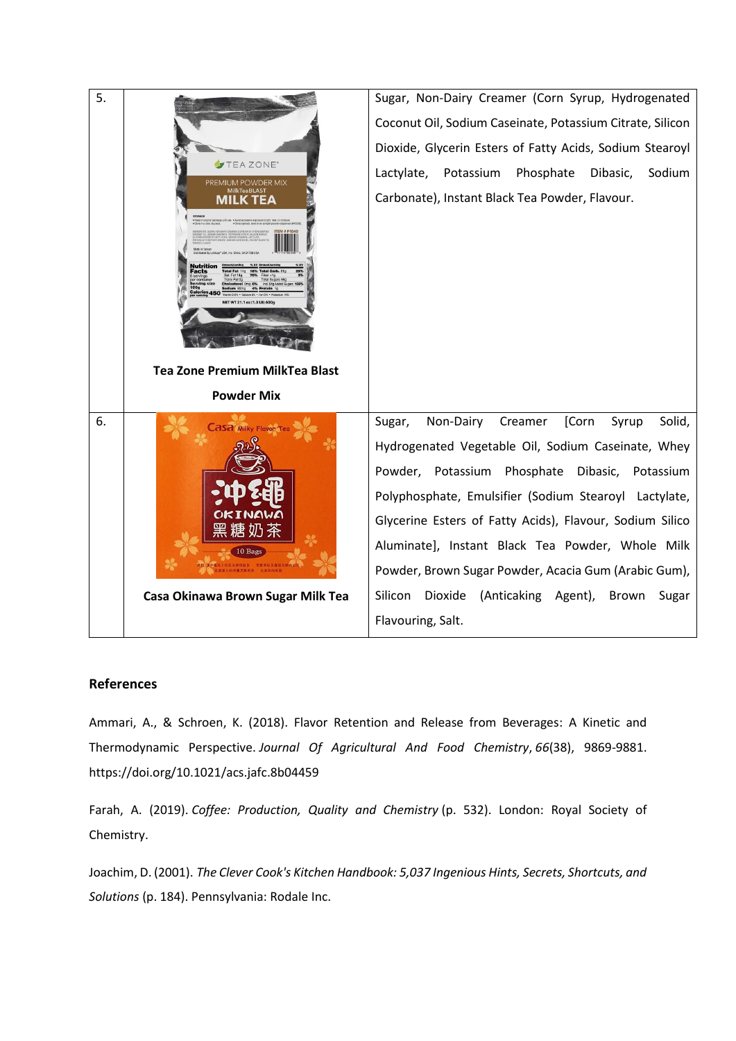| | | |
|---|---|---|
| 5. | **Tea Zone Premium MilkTea Blast Powder Mix** | Sugar, Non-Dairy Creamer (Corn Syrup, Hydrogenated Coconut Oil, Sodium Caseinate, Potassium Citrate, Silicon Dioxide, Glycerin Esters of Fatty Acids, Sodium Stearoyl Lactylate, Potassium Phosphate Dibasic, Sodium Carbonate), Instant Black Tea Powder, Flavour. |
| 6. | **Casa Okinawa Brown Sugar Milk Tea** | Sugar, Non-Dairy Creamer [Corn Syrup Solid, Hydrogenated Vegetable Oil, Sodium Caseinate, Whey Powder, Potassium Phosphate Dibasic, Potassium Polyphosphate, Emulsifier (Sodium Stearoyl Lactylate, Glycerine Esters of Fatty Acids), Flavour, Sodium Silico Aluminate], Instant Black Tea Powder, Whole Milk Powder, Brown Sugar Powder, Acacia Gum (Arabic Gum), Silicon Dioxide (Anticaking Agent), Brown Sugar Flavouring, Salt. |

## References

Ammari, A., & Schroen, K. (2018). Flavor Retention and Release from Beverages: A Kinetic and Thermodynamic Perspective. *Journal Of Agricultural And Food Chemistry*, *66*(38), 9869-9881. https://doi.org/10.1021/acs.jafc.8b04459

Farah, A. (2019). *Coffee: Production, Quality and Chemistry* (p. 532). London: Royal Society of Chemistry.

Joachim, D. (2001). *The Clever Cook's Kitchen Handbook: 5,037 Ingenious Hints, Secrets, Shortcuts, and Solutions* (p. 184). Pennsylvania: Rodale Inc.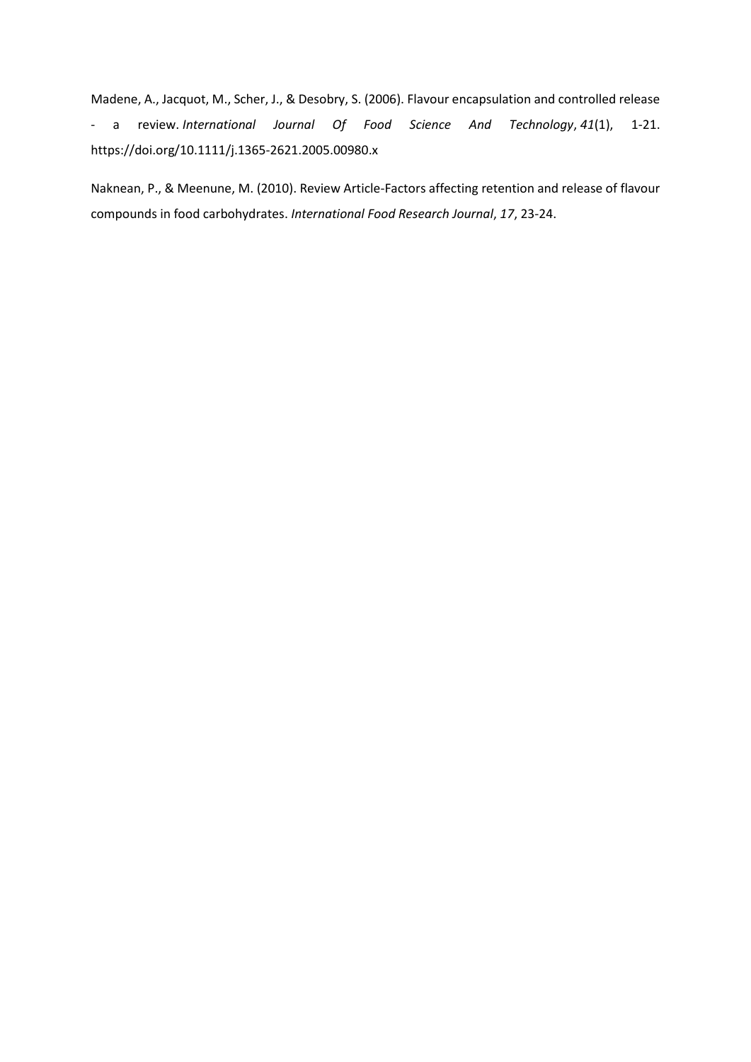Madene, A., Jacquot, M., Scher, J., & Desobry, S. (2006). Flavour encapsulation and controlled release - a review. *International Journal Of Food Science And Technology*, *41*(1), 1-21. https://doi.org/10.1111/j.1365-2621.2005.00980.x

Naknean, P., & Meenune, M. (2010). Review Article-Factors affecting retention and release of flavour compounds in food carbohydrates. *International Food Research Journal*, *17*, 23-24.